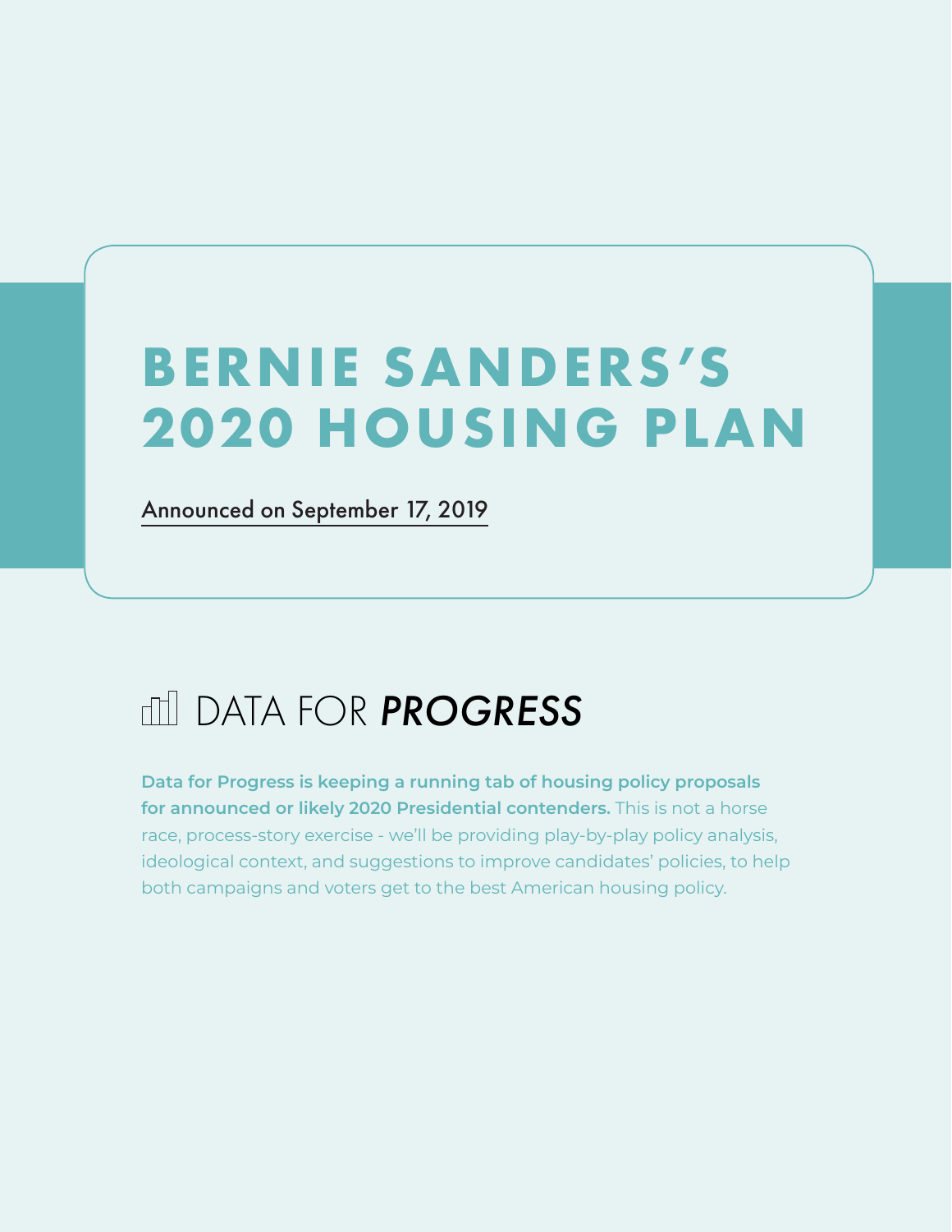# BERNIE SANDERS'S 2020 HOUSING PLAN

Announced on September 17, 2019

DATA FOR *PROGRESS*

**Data for Progress is keeping a running tab of housing policy proposals for announced or likely 2020 Presidential contenders.** This is not a horse race, process-story exercise - we'll be providing play-by-play policy analysis, ideological context, and suggestions to improve candidates' policies, to help both campaigns and voters get to the best American housing policy.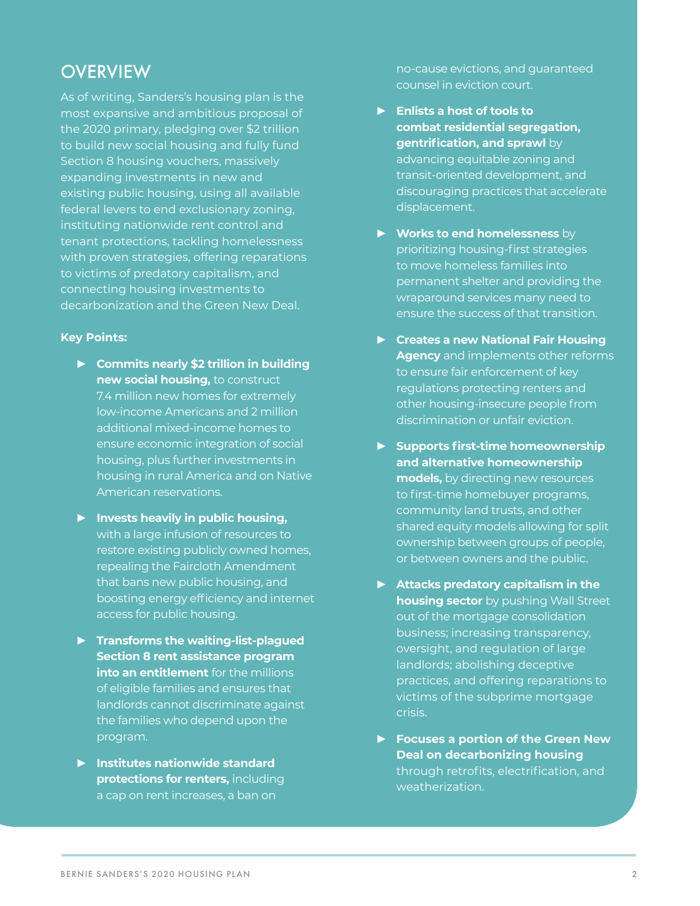## OVERVIEW

As of writing, Sanders's housing plan is the most expansive and ambitious proposal of the 2020 primary, pledging over $2 trillion to build new social housing and fully fund Section 8 housing vouchers, massively expanding investments in new and existing public housing, using all available federal levers to end exclusionary zoning, instituting nationwide rent control and tenant protections, tackling homelessness with proven strategies, offering reparations to victims of predatory capitalism, and connecting housing investments to decarbonization and the Green New Deal.

**Key Points:**

- **Commits nearly $2 trillion in building new social housing,** to construct 7.4 million new homes for extremely low-income Americans and 2 million additional mixed-income homes to ensure economic integration of social housing, plus further investments in housing in rural America and on Native American reservations.
- **Invests heavily in public housing,** with a large infusion of resources to restore existing publicly owned homes, repealing the Faircloth Amendment that bans new public housing, and boosting energy efficiency and internet access for public housing.
- **Transforms the waiting-list-plagued Section 8 rent assistance program into an entitlement** for the millions of eligible families and ensures that landlords cannot discriminate against the families who depend upon the program.
- **Institutes nationwide standard protections for renters,** including a cap on rent increases, a ban on no-cause evictions, and guaranteed counsel in eviction court.
- **Enlists a host of tools to combat residential segregation, gentrification, and sprawl** by advancing equitable zoning and transit-oriented development, and discouraging practices that accelerate displacement.
- **Works to end homelessness** by prioritizing housing-first strategies to move homeless families into permanent shelter and providing the wraparound services many need to ensure the success of that transition.
- **Creates a new National Fair Housing Agency** and implements other reforms to ensure fair enforcement of key regulations protecting renters and other housing-insecure people from discrimination or unfair eviction.
- **Supports first-time homeownership and alternative homeownership models,** by directing new resources to first-time homebuyer programs, community land trusts, and other shared equity models allowing for split ownership between groups of people, or between owners and the public.
- **Attacks predatory capitalism in the housing sector** by pushing Wall Street out of the mortgage consolidation business; increasing transparency, oversight, and regulation of large landlords; abolishing deceptive practices, and offering reparations to victims of the subprime mortgage crisis.
- **Focuses a portion of the Green New Deal on decarbonizing housing** through retrofits, electrification, and weatherization.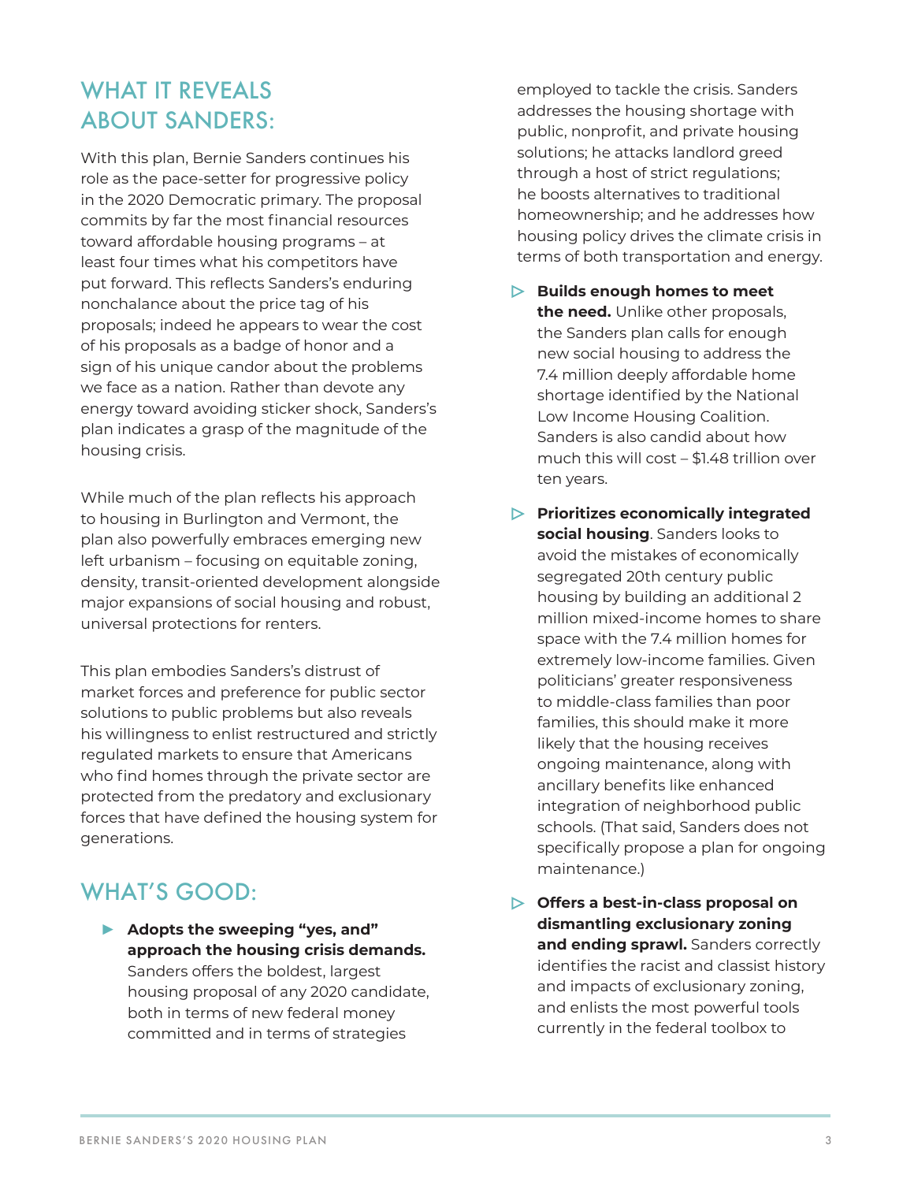## WHAT IT REVEALS ABOUT SANDERS:

With this plan, Bernie Sanders continues his role as the pace-setter for progressive policy in the 2020 Democratic primary. The proposal commits by far the most financial resources toward affordable housing programs – at least four times what his competitors have put forward. This reflects Sanders's enduring nonchalance about the price tag of his proposals; indeed he appears to wear the cost of his proposals as a badge of honor and a sign of his unique candor about the problems we face as a nation. Rather than devote any energy toward avoiding sticker shock, Sanders's plan indicates a grasp of the magnitude of the housing crisis.

While much of the plan reflects his approach to housing in Burlington and Vermont, the plan also powerfully embraces emerging new left urbanism – focusing on equitable zoning, density, transit-oriented development alongside major expansions of social housing and robust, universal protections for renters.

This plan embodies Sanders's distrust of market forces and preference for public sector solutions to public problems but also reveals his willingness to enlist restructured and strictly regulated markets to ensure that Americans who find homes through the private sector are protected from the predatory and exclusionary forces that have defined the housing system for generations.

## WHAT'S GOOD:

- **Adopts the sweeping "yes, and" approach the housing crisis demands.** Sanders offers the boldest, largest housing proposal of any 2020 candidate, both in terms of new federal money committed and in terms of strategies employed to tackle the crisis. Sanders addresses the housing shortage with public, nonprofit, and private housing solutions; he attacks landlord greed through a host of strict regulations; he boosts alternatives to traditional homeownership; and he addresses how housing policy drives the climate crisis in terms of both transportation and energy.

- **Builds enough homes to meet the need.** Unlike other proposals, the Sanders plan calls for enough new social housing to address the 7.4 million deeply affordable home shortage identified by the National Low Income Housing Coalition. Sanders is also candid about how much this will cost – $1.48 trillion over ten years.

- **Prioritizes economically integrated social housing**. Sanders looks to avoid the mistakes of economically segregated 20th century public housing by building an additional 2 million mixed-income homes to share space with the 7.4 million homes for extremely low-income families. Given politicians' greater responsiveness to middle-class families than poor families, this should make it more likely that the housing receives ongoing maintenance, along with ancillary benefits like enhanced integration of neighborhood public schools. (That said, Sanders does not specifically propose a plan for ongoing maintenance.)

- **Offers a best-in-class proposal on dismantling exclusionary zoning and ending sprawl.** Sanders correctly identifies the racist and classist history and impacts of exclusionary zoning, and enlists the most powerful tools currently in the federal toolbox to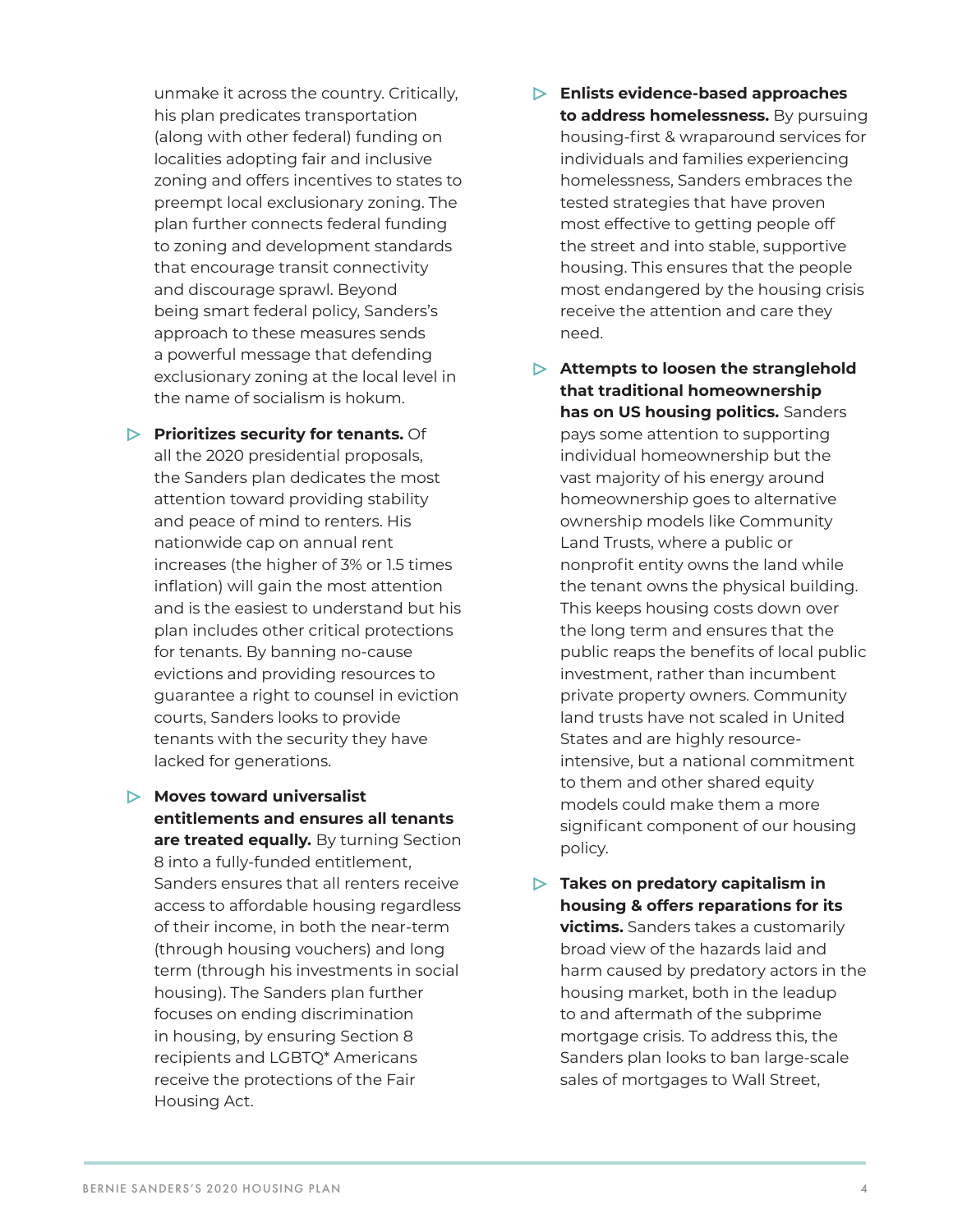unmake it across the country. Critically, his plan predicates transportation (along with other federal) funding on localities adopting fair and inclusive zoning and offers incentives to states to preempt local exclusionary zoning. The plan further connects federal funding to zoning and development standards that encourage transit connectivity and discourage sprawl. Beyond being smart federal policy, Sanders's approach to these measures sends a powerful message that defending exclusionary zoning at the local level in the name of socialism is hokum.

- **Prioritizes security for tenants.** Of all the 2020 presidential proposals, the Sanders plan dedicates the most attention toward providing stability and peace of mind to renters. His nationwide cap on annual rent increases (the higher of 3% or 1.5 times inflation) will gain the most attention and is the easiest to understand but his plan includes other critical protections for tenants. By banning no-cause evictions and providing resources to guarantee a right to counsel in eviction courts, Sanders looks to provide tenants with the security they have lacked for generations.

- **Moves toward universalist entitlements and ensures all tenants are treated equally.** By turning Section 8 into a fully-funded entitlement, Sanders ensures that all renters receive access to affordable housing regardless of their income, in both the near-term (through housing vouchers) and long term (through his investments in social housing). The Sanders plan further focuses on ending discrimination in housing, by ensuring Section 8 recipients and LGBTQ* Americans receive the protections of the Fair Housing Act.

- **Enlists evidence-based approaches to address homelessness.** By pursuing housing-first & wraparound services for individuals and families experiencing homelessness, Sanders embraces the tested strategies that have proven most effective to getting people off the street and into stable, supportive housing. This ensures that the people most endangered by the housing crisis receive the attention and care they need.

- **Attempts to loosen the stranglehold that traditional homeownership has on US housing politics.** Sanders pays some attention to supporting individual homeownership but the vast majority of his energy around homeownership goes to alternative ownership models like Community Land Trusts, where a public or nonprofit entity owns the land while the tenant owns the physical building. This keeps housing costs down over the long term and ensures that the public reaps the benefits of local public investment, rather than incumbent private property owners. Community land trusts have not scaled in United States and are highly resource-intensive, but a national commitment to them and other shared equity models could make them a more significant component of our housing policy.

- **Takes on predatory capitalism in housing & offers reparations for its victims.** Sanders takes a customarily broad view of the hazards laid and harm caused by predatory actors in the housing market, both in the leadup to and aftermath of the subprime mortgage crisis. To address this, the Sanders plan looks to ban large-scale sales of mortgages to Wall Street,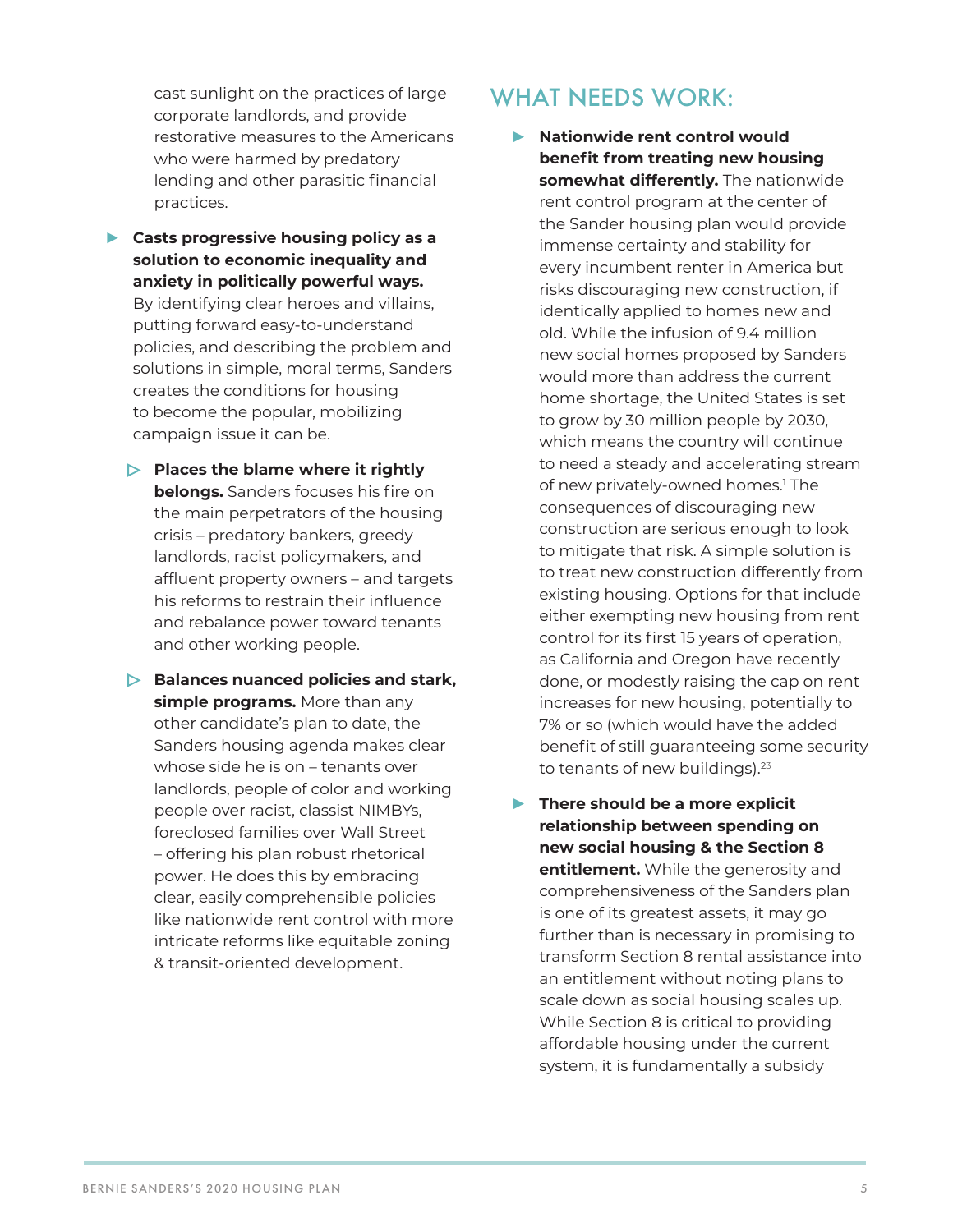cast sunlight on the practices of large corporate landlords, and provide restorative measures to the Americans who were harmed by predatory lending and other parasitic financial practices.

- **Casts progressive housing policy as a solution to economic inequality and anxiety in politically powerful ways.** By identifying clear heroes and villains, putting forward easy-to-understand policies, and describing the problem and solutions in simple, moral terms, Sanders creates the conditions for housing to become the popular, mobilizing campaign issue it can be.
  - **Places the blame where it rightly belongs.** Sanders focuses his fire on the main perpetrators of the housing crisis – predatory bankers, greedy landlords, racist policymakers, and affluent property owners – and targets his reforms to restrain their influence and rebalance power toward tenants and other working people.
  - **Balances nuanced policies and stark, simple programs.** More than any other candidate's plan to date, the Sanders housing agenda makes clear whose side he is on – tenants over landlords, people of color and working people over racist, classist NIMBYs, foreclosed families over Wall Street – offering his plan robust rhetorical power. He does this by embracing clear, easily comprehensible policies like nationwide rent control with more intricate reforms like equitable zoning & transit-oriented development.

## WHAT NEEDS WORK:

- **Nationwide rent control would benefit from treating new housing somewhat differently.** The nationwide rent control program at the center of the Sander housing plan would provide immense certainty and stability for every incumbent renter in America but risks discouraging new construction, if identically applied to homes new and old. While the infusion of 9.4 million new social homes proposed by Sanders would more than address the current home shortage, the United States is set to grow by 30 million people by 2030, which means the country will continue to need a steady and accelerating stream of new privately-owned homes.[1] The consequences of discouraging new construction are serious enough to look to mitigate that risk. A simple solution is to treat new construction differently from existing housing. Options for that include either exempting new housing from rent control for its first 15 years of operation, as California and Oregon have recently done, or modestly raising the cap on rent increases for new housing, potentially to 7% or so (which would have the added benefit of still guaranteeing some security to tenants of new buildings).[23]
- **There should be a more explicit relationship between spending on new social housing & the Section 8 entitlement.** While the generosity and comprehensiveness of the Sanders plan is one of its greatest assets, it may go further than is necessary in promising to transform Section 8 rental assistance into an entitlement without noting plans to scale down as social housing scales up. While Section 8 is critical to providing affordable housing under the current system, it is fundamentally a subsidy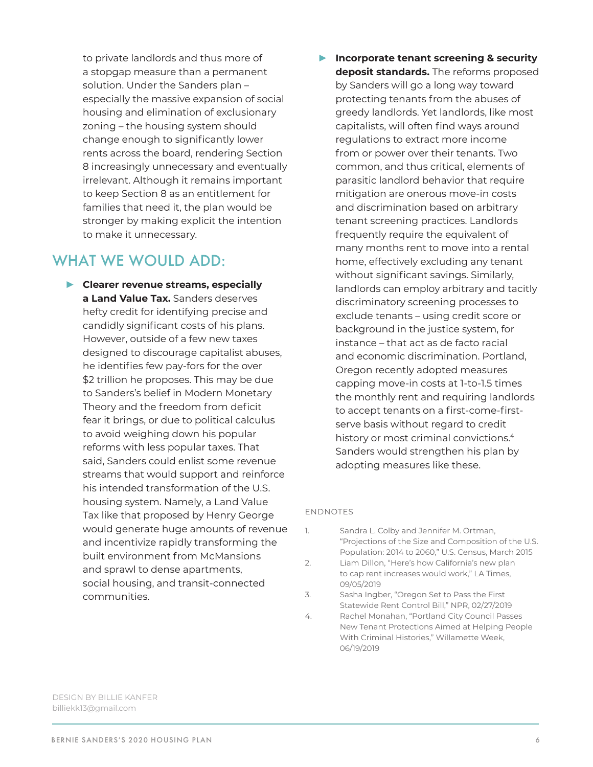to private landlords and thus more of a stopgap measure than a permanent solution. Under the Sanders plan – especially the massive expansion of social housing and elimination of exclusionary zoning – the housing system should change enough to significantly lower rents across the board, rendering Section 8 increasingly unnecessary and eventually irrelevant. Although it remains important to keep Section 8 as an entitlement for families that need it, the plan would be stronger by making explicit the intention to make it unnecessary.

## WHAT WE WOULD ADD:

- **Clearer revenue streams, especially a Land Value Tax.** Sanders deserves hefty credit for identifying precise and candidly significant costs of his plans. However, outside of a few new taxes designed to discourage capitalist abuses, he identifies few pay-fors for the over $2 trillion he proposes. This may be due to Sanders's belief in Modern Monetary Theory and the freedom from deficit fear it brings, or due to political calculus to avoid weighing down his popular reforms with less popular taxes. That said, Sanders could enlist some revenue streams that would support and reinforce his intended transformation of the U.S. housing system. Namely, a Land Value Tax like that proposed by Henry George would generate huge amounts of revenue and incentivize rapidly transforming the built environment from McMansions and sprawl to dense apartments, social housing, and transit-connected communities.

- **Incorporate tenant screening & security deposit standards.** The reforms proposed by Sanders will go a long way toward protecting tenants from the abuses of greedy landlords. Yet landlords, like most capitalists, will often find ways around regulations to extract more income from or power over their tenants. Two common, and thus critical, elements of parasitic landlord behavior that require mitigation are onerous move-in costs and discrimination based on arbitrary tenant screening practices. Landlords frequently require the equivalent of many months rent to move into a rental home, effectively excluding any tenant without significant savings. Similarly, landlords can employ arbitrary and tacitly discriminatory screening processes to exclude tenants – using credit score or background in the justice system, for instance – that act as de facto racial and economic discrimination. Portland, Oregon recently adopted measures capping move-in costs at 1-to-1.5 times the monthly rent and requiring landlords to accept tenants on a first-come-first-serve basis without regard to credit history or most criminal convictions.[4] Sanders would strengthen his plan by adopting measures like these.

ENDNOTES

1. Sandra L. Colby and Jennifer M. Ortman, "Projections of the Size and Composition of the U.S. Population: 2014 to 2060," U.S. Census, March 2015
2. Liam Dillon, "Here's how California's new plan to cap rent increases would work," LA Times, 09/05/2019
3. Sasha Ingber, "Oregon Set to Pass the First Statewide Rent Control Bill," NPR, 02/27/2019
4. Rachel Monahan, "Portland City Council Passes New Tenant Protections Aimed at Helping People With Criminal Histories," Willamette Week, 06/19/2019

DESIGN BY BILLIE KANFER
billiekk13@gmail.com